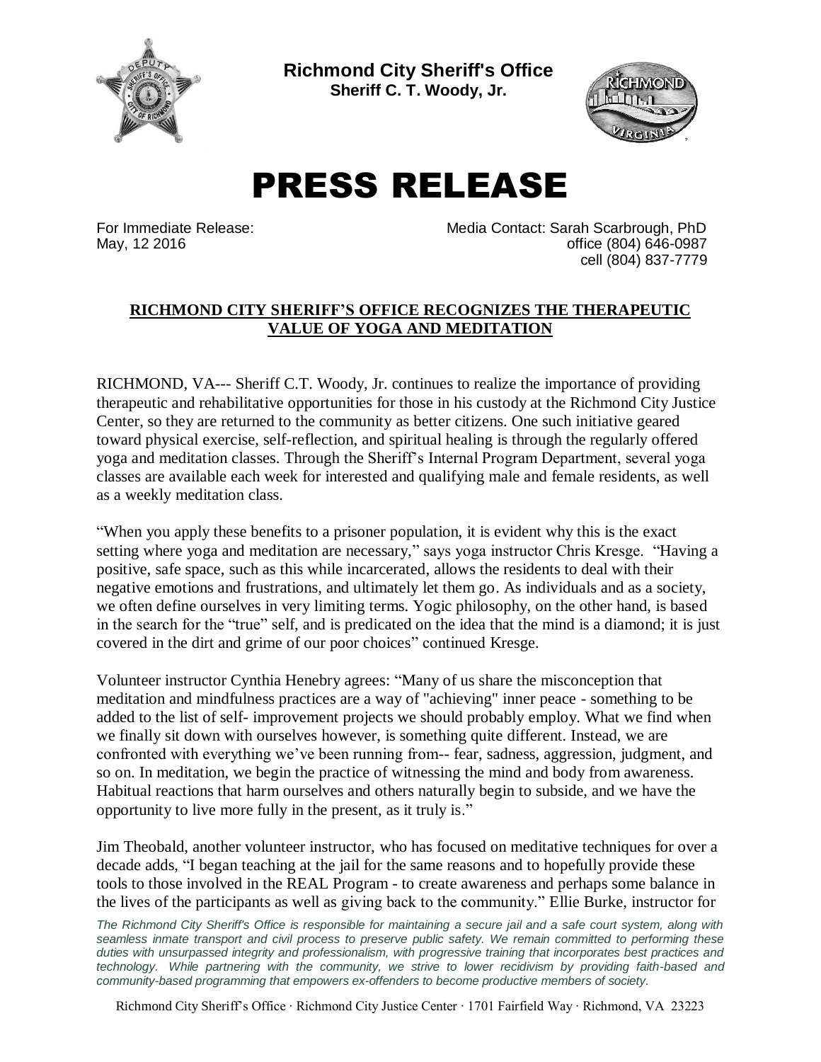**Richmond City Sheriff's Office**
**Sheriff C. T. Woody, Jr.**

# PRESS RELEASE

For Immediate Release:
May, 12 2016

Media Contact: Sarah Scarbrough, PhD
office (804) 646-0987
cell (804) 837-7779

## RICHMOND CITY SHERIFF'S OFFICE RECOGNIZES THE THERAPEUTIC VALUE OF YOGA AND MEDITATION

RICHMOND, VA--- Sheriff C.T. Woody, Jr. continues to realize the importance of providing therapeutic and rehabilitative opportunities for those in his custody at the Richmond City Justice Center, so they are returned to the community as better citizens. One such initiative geared toward physical exercise, self-reflection, and spiritual healing is through the regularly offered yoga and meditation classes. Through the Sheriff's Internal Program Department, several yoga classes are available each week for interested and qualifying male and female residents, as well as a weekly meditation class.

"When you apply these benefits to a prisoner population, it is evident why this is the exact setting where yoga and meditation are necessary," says yoga instructor Chris Kresge. "Having a positive, safe space, such as this while incarcerated, allows the residents to deal with their negative emotions and frustrations, and ultimately let them go. As individuals and as a society, we often define ourselves in very limiting terms. Yogic philosophy, on the other hand, is based in the search for the "true" self, and is predicated on the idea that the mind is a diamond; it is just covered in the dirt and grime of our poor choices" continued Kresge.

Volunteer instructor Cynthia Henebry agrees: "Many of us share the misconception that meditation and mindfulness practices are a way of "achieving" inner peace - something to be added to the list of self- improvement projects we should probably employ. What we find when we finally sit down with ourselves however, is something quite different. Instead, we are confronted with everything we've been running from-- fear, sadness, aggression, judgment, and so on. In meditation, we begin the practice of witnessing the mind and body from awareness. Habitual reactions that harm ourselves and others naturally begin to subside, and we have the opportunity to live more fully in the present, as it truly is."

Jim Theobald, another volunteer instructor, who has focused on meditative techniques for over a decade adds, "I began teaching at the jail for the same reasons and to hopefully provide these tools to those involved in the REAL Program - to create awareness and perhaps some balance in the lives of the participants as well as giving back to the community." Ellie Burke, instructor for

*The Richmond City Sheriff's Office is responsible for maintaining a secure jail and a safe court system, along with seamless inmate transport and civil process to preserve public safety. We remain committed to performing these duties with unsurpassed integrity and professionalism, with progressive training that incorporates best practices and technology. While partnering with the community, we strive to lower recidivism by providing faith-based and community-based programming that empowers ex-offenders to become productive members of society.*

Richmond City Sheriff's Office · Richmond City Justice Center · 1701 Fairfield Way · Richmond, VA 23223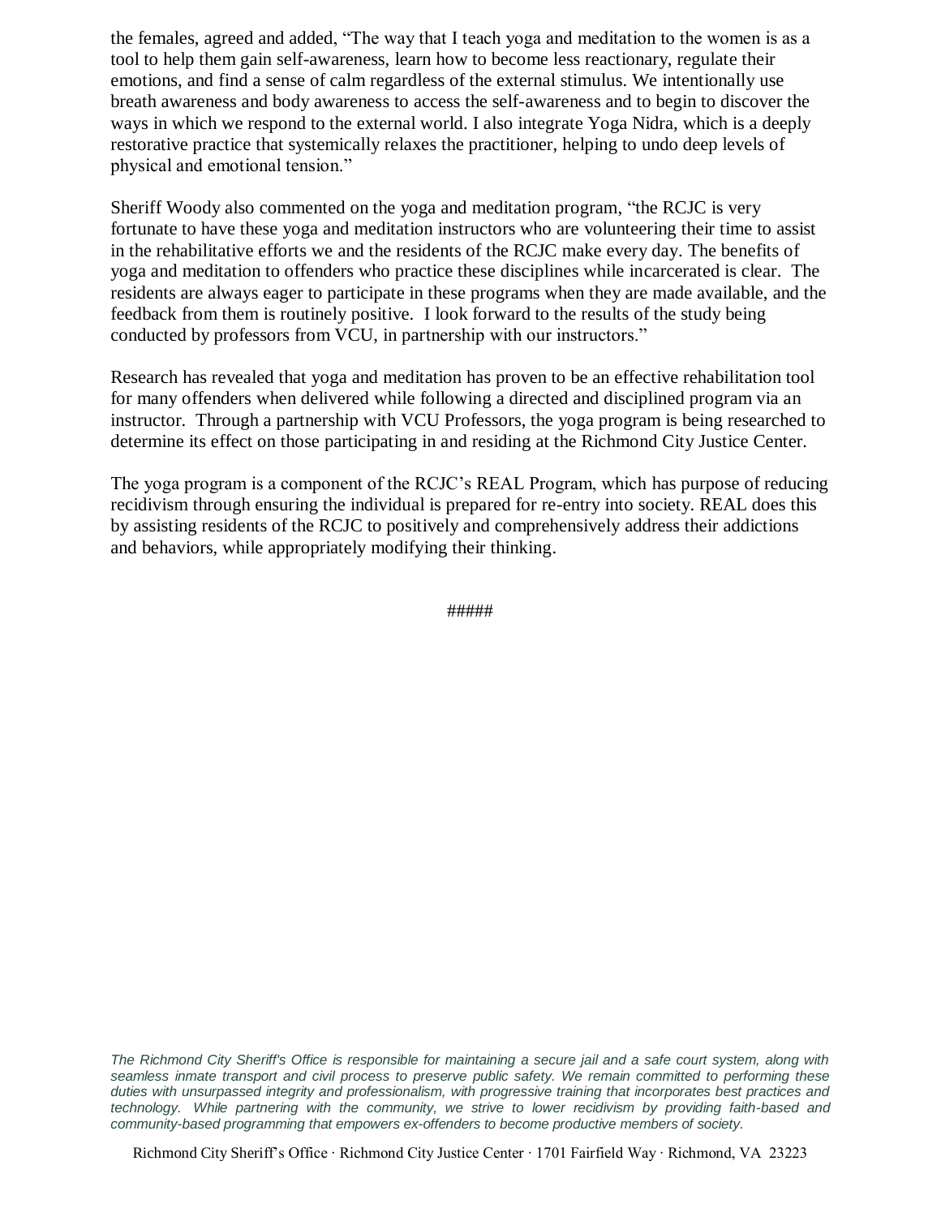the females, agreed and added, "The way that I teach yoga and meditation to the women is as a tool to help them gain self-awareness, learn how to become less reactionary, regulate their emotions, and find a sense of calm regardless of the external stimulus. We intentionally use breath awareness and body awareness to access the self-awareness and to begin to discover the ways in which we respond to the external world. I also integrate Yoga Nidra, which is a deeply restorative practice that systemically relaxes the practitioner, helping to undo deep levels of physical and emotional tension."

Sheriff Woody also commented on the yoga and meditation program, "the RCJC is very fortunate to have these yoga and meditation instructors who are volunteering their time to assist in the rehabilitative efforts we and the residents of the RCJC make every day. The benefits of yoga and meditation to offenders who practice these disciplines while incarcerated is clear. The residents are always eager to participate in these programs when they are made available, and the feedback from them is routinely positive. I look forward to the results of the study being conducted by professors from VCU, in partnership with our instructors."

Research has revealed that yoga and meditation has proven to be an effective rehabilitation tool for many offenders when delivered while following a directed and disciplined program via an instructor. Through a partnership with VCU Professors, the yoga program is being researched to determine its effect on those participating in and residing at the Richmond City Justice Center.

The yoga program is a component of the RCJC's REAL Program, which has purpose of reducing recidivism through ensuring the individual is prepared for re-entry into society. REAL does this by assisting residents of the RCJC to positively and comprehensively address their addictions and behaviors, while appropriately modifying their thinking.

#####

*The Richmond City Sheriff's Office is responsible for maintaining a secure jail and a safe court system, along with seamless inmate transport and civil process to preserve public safety. We remain committed to performing these duties with unsurpassed integrity and professionalism, with progressive training that incorporates best practices and technology. While partnering with the community, we strive to lower recidivism by providing faith-based and community-based programming that empowers ex-offenders to become productive members of society.*

Richmond City Sheriff's Office · Richmond City Justice Center · 1701 Fairfield Way · Richmond, VA 23223